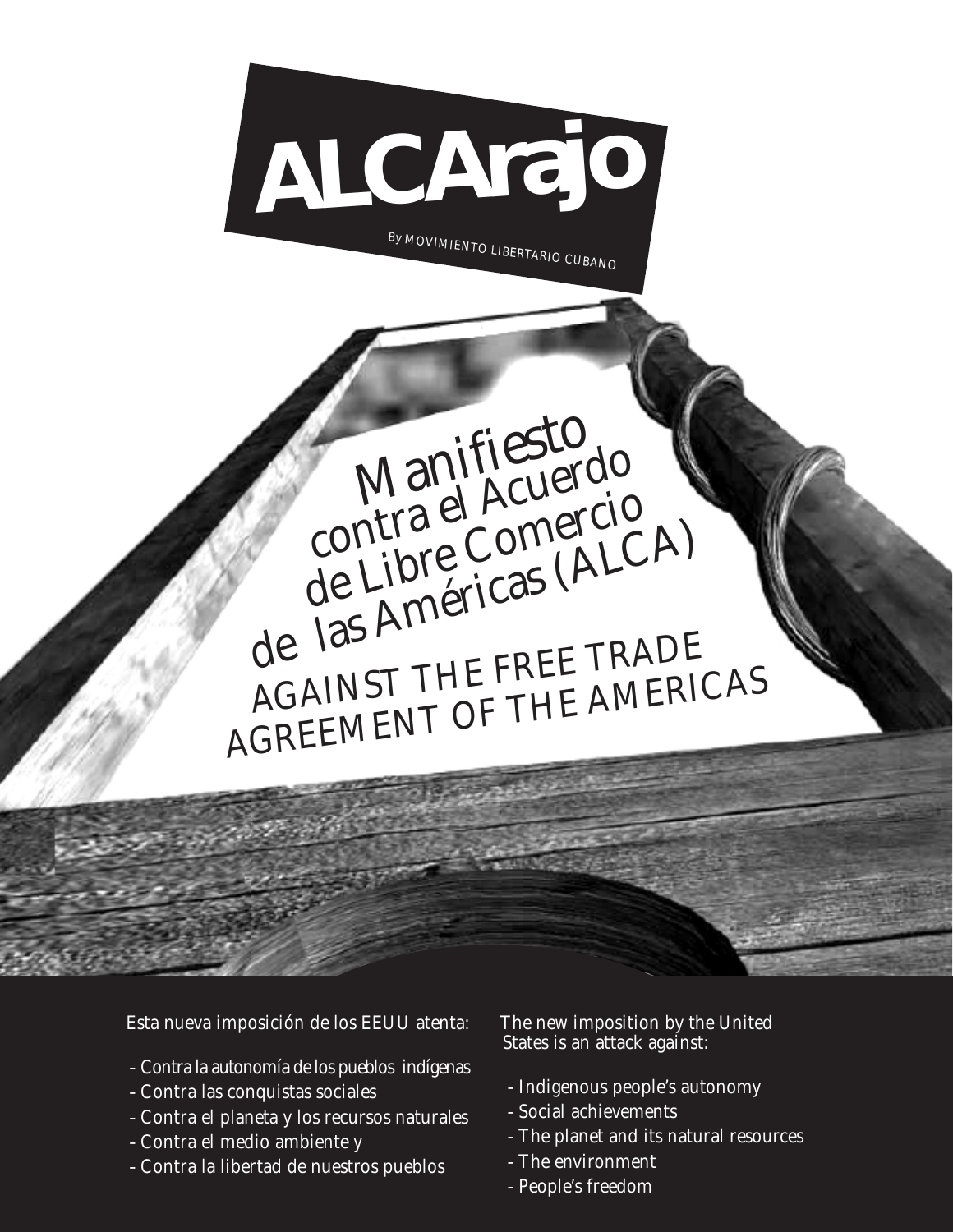# ALCArajo

By MOVIMIENTO LIBERTARIO CUBANO

## Manifiesto contra el Acuerdo de Libre Comercio de las Américas (ALCA)

## AGAINST THE FREE TRADE AGREEMENT OF THE AMERICAS

Esta nueva imposición de los EEUU atenta:

- Contra la autonomía de los pueblos indígenas
- Contra las conquistas sociales
- Contra el planeta y los recursos naturales
- Contra el medio ambiente y
- Contra la libertad de nuestros pueblos

The new imposition by the United States is an attack against:

- Indigenous people's autonomy
- Social achievements
- The planet and its natural resources
- The environment
- People's freedom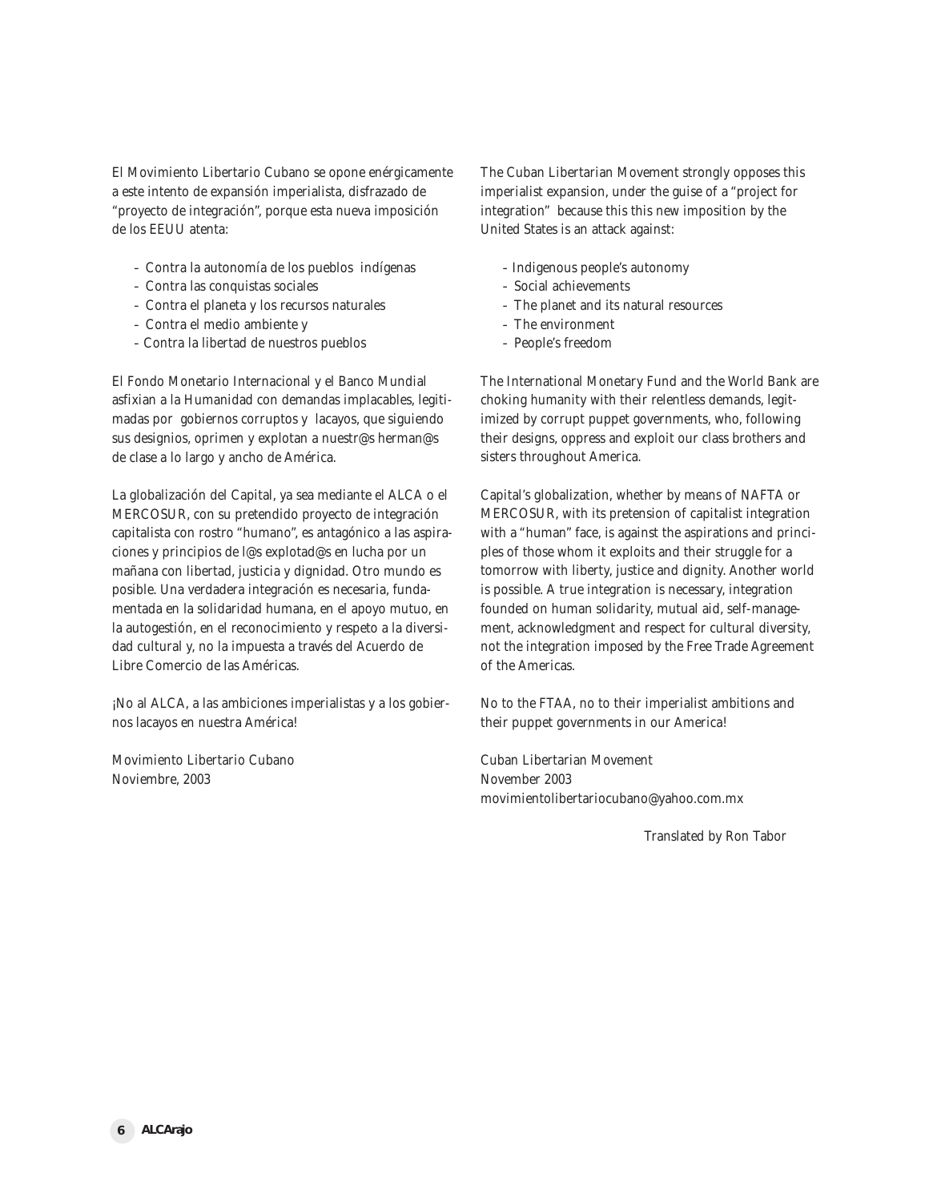El Movimiento Libertario Cubano se opone enérgicamente a este intento de expansión imperialista, disfrazado de "proyecto de integración", porque esta nueva imposición de los EEUU atenta:

- Contra la autonomía de los pueblos indígenas
- Contra las conquistas sociales
- Contra el planeta y los recursos naturales
- Contra el medio ambiente y
- Contra la libertad de nuestros pueblos

El Fondo Monetario Internacional y el Banco Mundial asfixian a la Humanidad con demandas implacables, legitimadas por gobiernos corruptos y lacayos, que siguiendo sus designios, oprimen y explotan a nuestr@s herman@s de clase a lo largo y ancho de América.

La globalización del Capital, ya sea mediante el ALCA o el MERCOSUR, con su pretendido proyecto de integración capitalista con rostro "humano", es antagónico a las aspiraciones y principios de l@s explotad@s en lucha por un mañana con libertad, justicia y dignidad. Otro mundo es posible. Una verdadera integración es necesaria, fundamentada en la solidaridad humana, en el apoyo mutuo, en la autogestión, en el reconocimiento y respeto a la diversidad cultural y, no la impuesta a través del Acuerdo de Libre Comercio de las Américas.

¡No al ALCA, a las ambiciones imperialistas y a los gobiernos lacayos en nuestra América!

Movimiento Libertario Cubano
Noviembre, 2003

The Cuban Libertarian Movement strongly opposes this imperialist expansion, under the guise of a "project for integration" because this this new imposition by the United States is an attack against:

- Indigenous people's autonomy
- Social achievements
- The planet and its natural resources
- The environment
- People's freedom

The International Monetary Fund and the World Bank are choking humanity with their relentless demands, legitimized by corrupt puppet governments, who, following their designs, oppress and exploit our class brothers and sisters throughout America.

Capital's globalization, whether by means of NAFTA or MERCOSUR, with its pretension of capitalist integration with a "human" face, is against the aspirations and principles of those whom it exploits and their struggle for a tomorrow with liberty, justice and dignity. Another world is possible. A true integration is necessary, integration founded on human solidarity, mutual aid, self-management, acknowledgment and respect for cultural diversity, not the integration imposed by the Free Trade Agreement of the Americas.

No to the FTAA, no to their imperialist ambitions and their puppet governments in our America!

Cuban Libertarian Movement
November 2003
movimientolibertariocubano@yahoo.com.mx

Translated by Ron Tabor